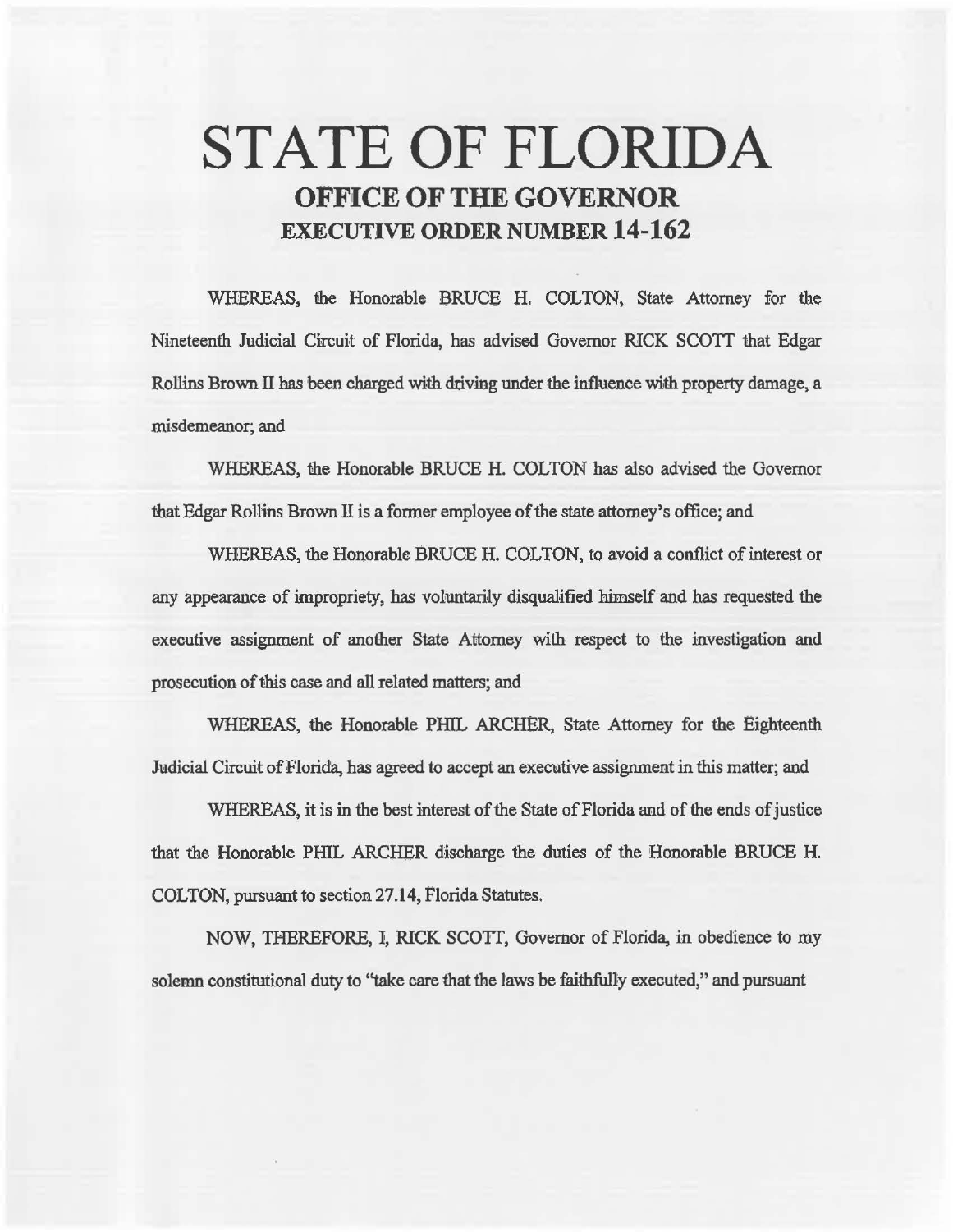# STATE OF FLORIDA

## OFFICE OF THE GOVERNOR

## EXECUTIVE ORDER NUMBER 14-162

WHEREAS, the Honorable BRUCE H. COLTON, State Attorney for the Nineteenth Judicial Circuit of Florida, has advised Governor RICK SCOTT that Edgar Rollins Brown II has been charged with driving under the influence with property damage, a misdemeanor; and

WHEREAS, the Honorable BRUCE H. COLTON has also advised the Governor that Edgar Rollins Brown II is a former employee of the state attorney's office; and

WHEREAS, the Honorable BRUCE H. COLTON, to avoid a conflict of interest or any appearance of impropriety, has voluntarily disqualified himself and has requested the executive assignment of another State Attorney with respect to the investigation and prosecution of this case and all related matters; and

WHEREAS, the Honorable PHIL ARCHER, State Attorney for the Eighteenth Judicial Circuit of Florida, has agreed to accept an executive assignment in this matter; and

WHEREAS, it is in the best interest of the State of Florida and of the ends of justice that the Honorable PHIL ARCHER discharge the duties of the Honorable BRUCE H. COLTON, pursuant to section 27.14, Florida Statutes.

NOW, THEREFORE, I, RICK SCOTT, Governor of Florida, in obedience to my solemn constitutional duty to "take care that the laws be faithfully executed," and pursuant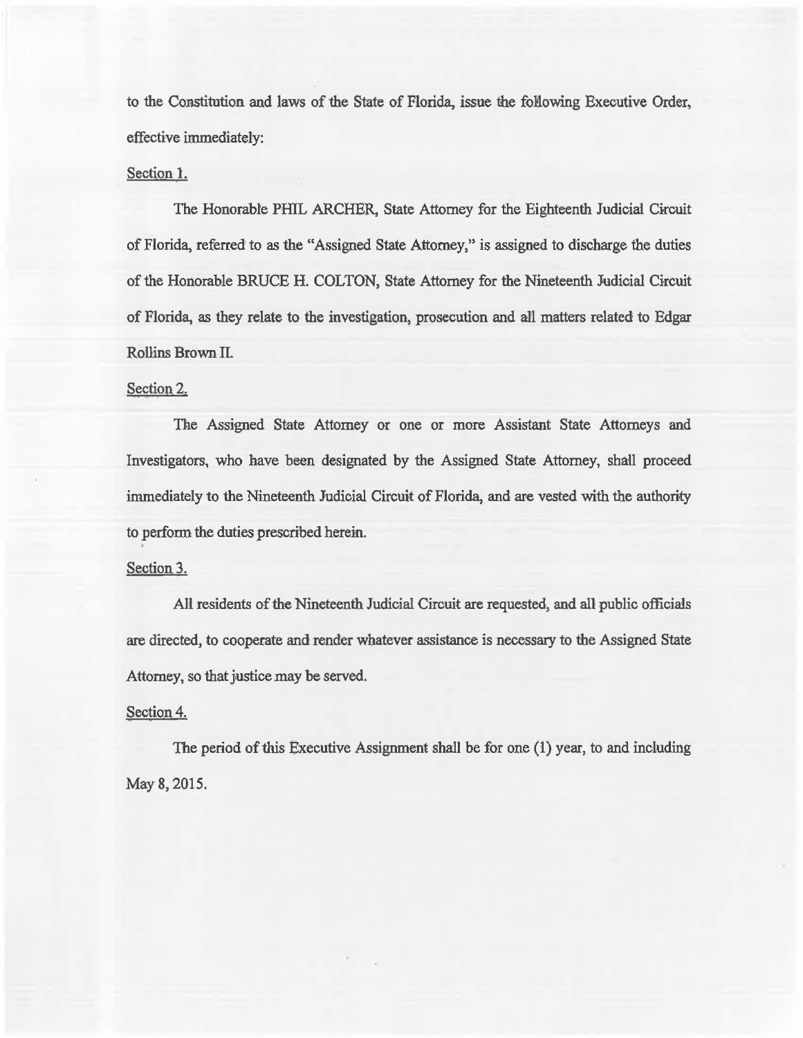to the Constitution and laws of the State of Florida, issue the following Executive Order, effective immediately:

Section 1.

The Honorable PHIL ARCHER, State Attorney for the Eighteenth Judicial Circuit of Florida, referred to as the "Assigned State Attorney," is assigned to discharge the duties of the Honorable BRUCE H. COLTON, State Attorney for the Nineteenth Judicial Circuit of Florida, as they relate to the investigation, prosecution and all matters related to Edgar Rollins Brown II.

Section 2.

The Assigned State Attorney or one or more Assistant State Attorneys and Investigators, who have been designated by the Assigned State Attorney, shall proceed immediately to the Nineteenth Judicial Circuit of Florida, and are vested with the authority to perform the duties prescribed herein.

Section 3.

All residents of the Nineteenth Judicial Circuit are requested, and all public officials are directed, to cooperate and render whatever assistance is necessary to the Assigned State Attorney, so that justice may be served.

Section 4.

The period of this Executive Assignment shall be for one (1) year, to and including May 8, 2015.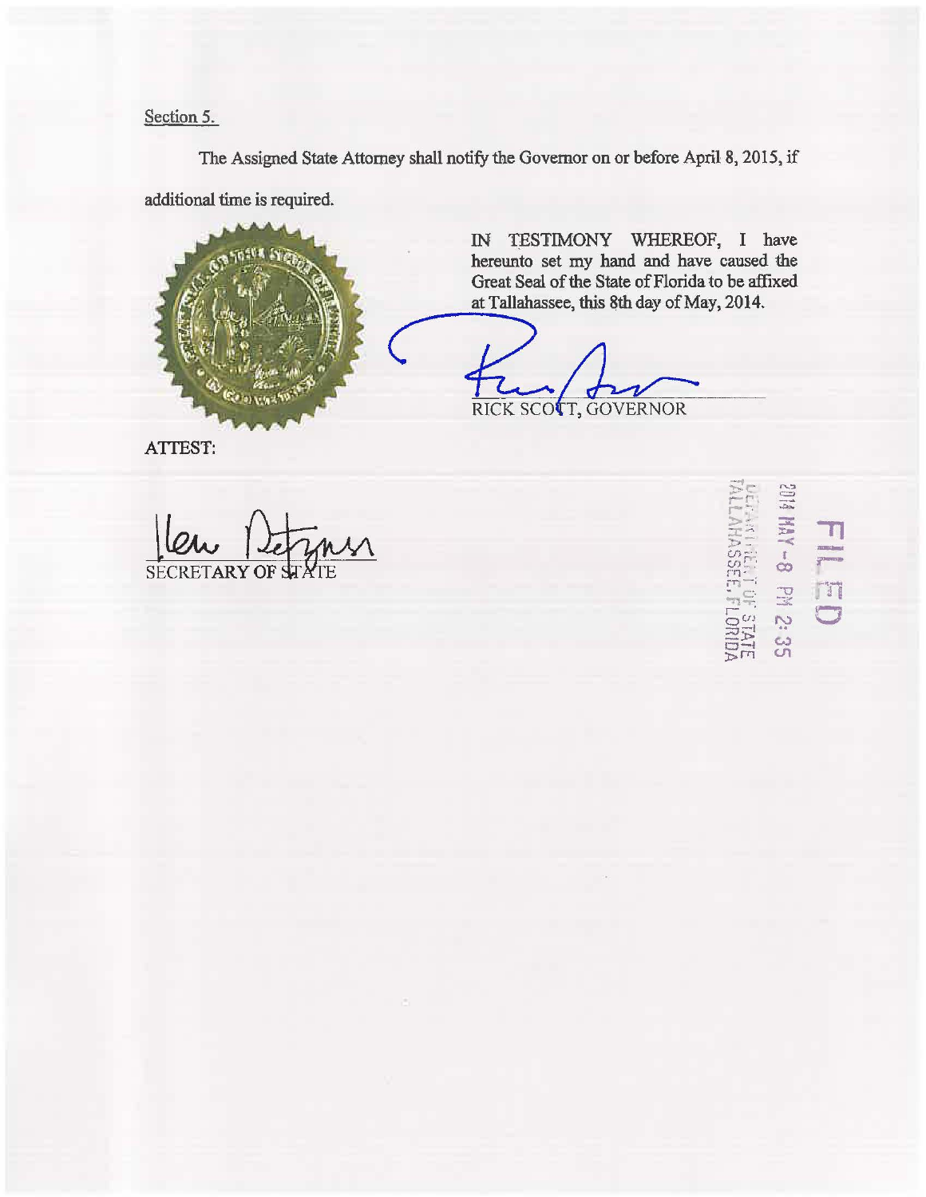Section 5.

The Assigned State Attorney shall notify the Governor on or before April 8, 2015, if additional time is required.

IN TESTIMONY WHEREOF, I have hereunto set my hand and have caused the Great Seal of the State of Florida to be affixed at Tallahassee, this 8th day of May, 2014.

RICK SCOTT, GOVERNOR

ATTEST:

SECRETARY OF STATE

FILED

2014 MAY -8 PM 2:35

DEPARTMENT OF STATE
TALLAHASSEE, FLORIDA